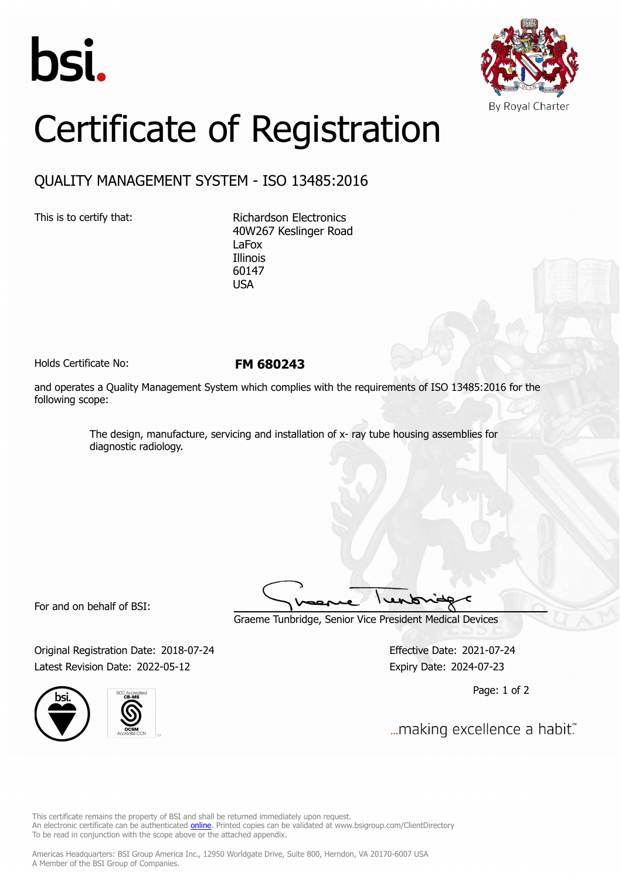bsi.

By Royal Charter

# Certificate of Registration

## QUALITY MANAGEMENT SYSTEM - ISO 13485:2016

This is to certify that:

Richardson Electronics
40W267 Keslinger Road
LaFox
Illinois
60147
USA

Holds Certificate No: **FM 680243**

and operates a Quality Management System which complies with the requirements of ISO 13485:2016 for the following scope:

The design, manufacture, servicing and installation of x- ray tube housing assemblies for diagnostic radiology.

For and on behalf of BSI:

Graeme Tunbridge, Senior Vice President Medical Devices

Original Registration Date: 2018-07-24
Latest Revision Date: 2022-05-12

Effective Date: 2021-07-24
Expiry Date: 2024-07-23

...making excellence a habit.™

This certificate remains the property of BSI and shall be returned immediately upon request.
An electronic certificate can be authenticated online. Printed copies can be validated at www.bsigroup.com/ClientDirectory
To be read in conjunction with the scope above or the attached appendix.

Americas Headquarters: BSI Group America Inc., 12950 Worldgate Drive, Suite 800, Herndon, VA 20170-6007 USA
A Member of the BSI Group of Companies.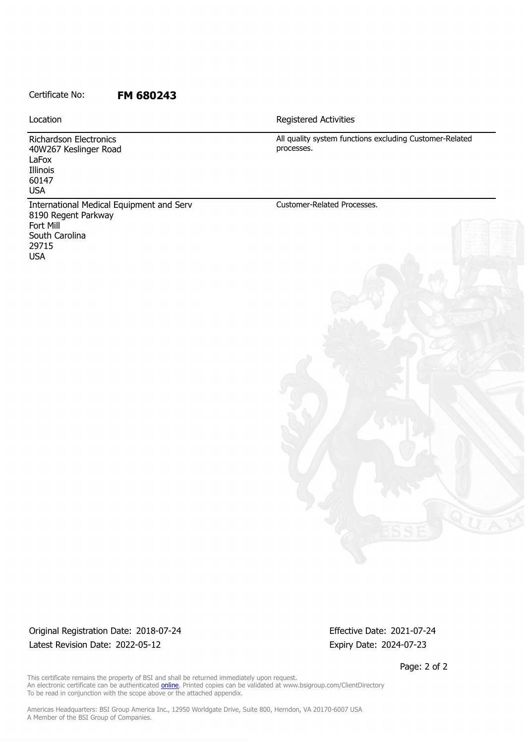Certificate No: **FM 680243**

| Location | Registered Activities |
| --- | --- |
| Richardson Electronics<br>40W267 Keslinger Road<br>LaFox<br>Illinois<br>60147<br>USA | All quality system functions excluding Customer-Related processes. |
| International Medical Equipment and Serv<br>8190 Regent Parkway<br>Fort Mill<br>South Carolina<br>29715<br>USA | Customer-Related Processes. |

Original Registration Date: 2018-07-24

Latest Revision Date: 2022-05-12

Effective Date: 2021-07-24

Expiry Date: 2024-07-23

This certificate remains the property of BSI and shall be returned immediately upon request.
An electronic certificate can be authenticated online. Printed copies can be validated at www.bsigroup.com/ClientDirectory
To be read in conjunction with the scope above or the attached appendix.

Americas Headquarters: BSI Group America Inc., 12950 Worldgate Drive, Suite 800, Herndon, VA 20170-6007 USA
A Member of the BSI Group of Companies.